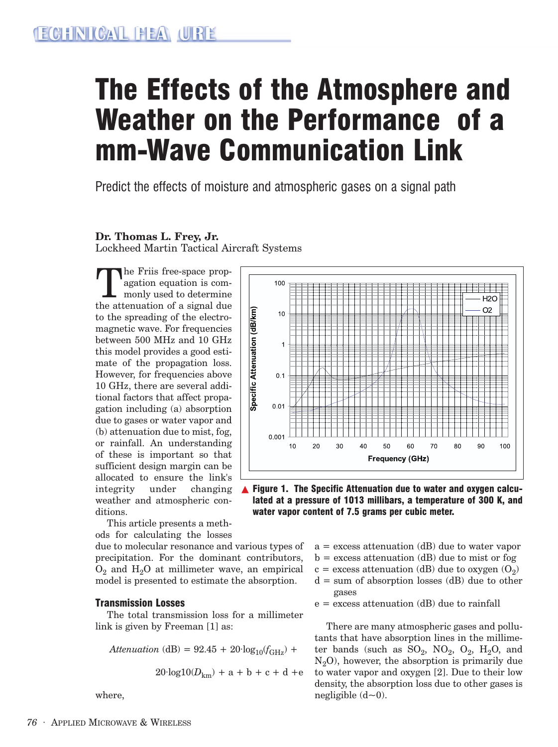# The Effects of the Atmosphere and Weather on the Performance of a mm-Wave Communication Link

Predict the effects of moisture and atmospheric gases on a signal path

**Dr. Thomas L. Frey, Jr.**
Lockheed Martin Tactical Aircraft Systems

The Friis free-space propagation equation is commonly used to determine the attenuation of a signal due to the spreading of the electromagnetic wave. For frequencies between 500 MHz and 10 GHz this model provides a good estimate of the propagation loss. However, for frequencies above 10 GHz, there are several additional factors that affect propagation including (a) absorption due to gases or water vapor and (b) attenuation due to mist, fog, or rainfall. An understanding of these is important so that sufficient design margin can be allocated to ensure the link's integrity under changing weather and atmospheric conditions.

This article presents a methods for calculating the losses due to molecular resonance and various types of precipitation. For the dominant contributors, $O_2$ and $H_2O$ at millimeter wave, an empirical model is presented to estimate the absorption.

**Figure 1. The Specific Attenuation due to water and oxygen calculated at a pressure of 1013 millibars, a temperature of 300 K, and water vapor content of 7.5 grams per cubic meter.**

### Transmission Losses

The total transmission loss for a millimeter link is given by Freeman [1] as:

$$Attenuation\text{ (dB)} = 92.45 + 20\cdot\log_{10}(f_{\text{GHz}}) + 20\cdot\log10(D_{\text{km}}) + a + b + c + d + e$$

where,

a = excess attenuation (dB) due to water vapor
b = excess attenuation (dB) due to mist or fog
c = excess attenuation (dB) due to oxygen ($O_2$)
d = sum of absorption losses (dB) due to other gases
e = excess attenuation (dB) due to rainfall

There are many atmospheric gases and pollutants that have absorption lines in the millimeter bands (such as $SO_2$, $NO_2$, $O_2$, $H_2O$, and $N_2O$), however, the absorption is primarily due to water vapor and oxygen [2]. Due to their low density, the absorption loss due to other gases is negligible ($d \sim 0$).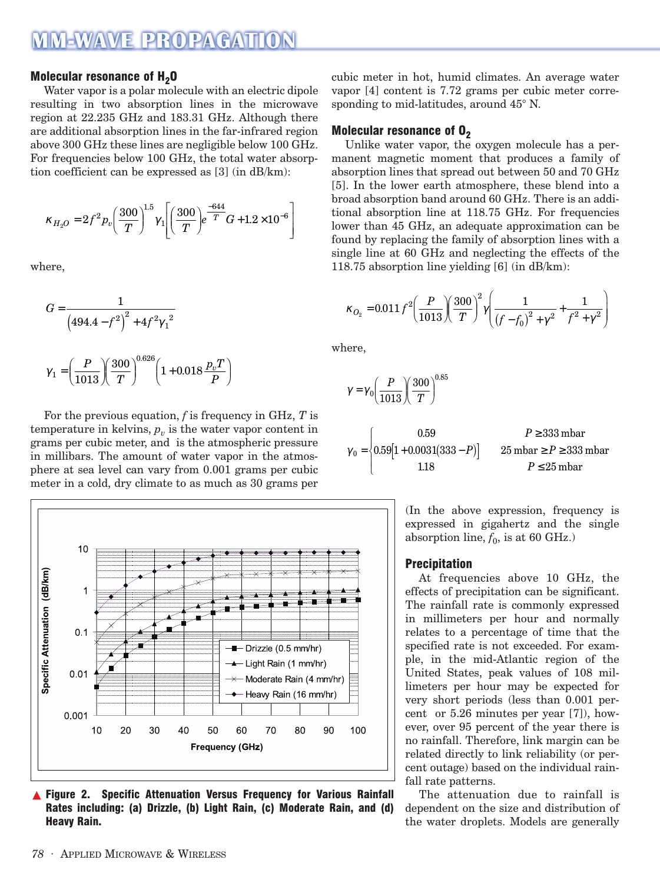### Molecular resonance of $H_2O$

Water vapor is a polar molecule with an electric dipole resulting in two absorption lines in the microwave region at 22.235 GHz and 183.31 GHz. Although there are additional absorption lines in the far-infrared region above 300 GHz these lines are negligible below 100 GHz. For frequencies below 100 GHz, the total water absorption coefficient can be expressed as [3] (in dB/km):

$$\kappa_{H_2O} = 2 f^2 p_v \left(\frac{300}{T}\right)^{1.5} \gamma_1 \left[\left(\frac{300}{T}\right) e^{\frac{-644}{T}} G + 1.2 \times 10^{-6}\right]$$

where,

$$G = \frac{1}{\left(494.4 - f^2\right)^2 + 4 f^2 \gamma_1^{\,2}}$$

$$\gamma_1 = \left(\frac{P}{1013}\right)\left(\frac{300}{T}\right)^{0.626}\left(1 + 0.018\frac{p_v T}{P}\right)$$

For the previous equation, $f$ is frequency in GHz, $T$ is temperature in kelvins, $p_v$ is the water vapor content in grams per cubic meter, and is the atmospheric pressure in millibars. The amount of water vapor in the atmosphere at sea level can vary from 0.001 grams per cubic meter in a cold, dry climate to as much as 30 grams per cubic meter in hot, humid climates. An average water vapor [4] content is 7.72 grams per cubic meter corresponding to mid-latitudes, around 45° N.

### Molecular resonance of $O_2$

Unlike water vapor, the oxygen molecule has a permanent magnetic moment that produces a family of absorption lines that spread out between 50 and 70 GHz [5]. In the lower earth atmosphere, these blend into a broad absorption band around 60 GHz. There is an additional absorption line at 118.75 GHz. For frequencies lower than 45 GHz, an adequate approximation can be found by replacing the family of absorption lines with a single line at 60 GHz and neglecting the effects of the 118.75 absorption line yielding [6] (in dB/km):

$$\kappa_{O_2} = 0.011 f^2 \left(\frac{P}{1013}\right)\left(\frac{300}{T}\right)^2 \gamma \left(\frac{1}{(f - f_0)^2 + \gamma^2} + \frac{1}{f^2 + \gamma^2}\right)$$

where,

$$\gamma = \gamma_0 \left(\frac{P}{1013}\right)\left(\frac{300}{T}\right)^{0.85}$$

$$\gamma_0 = \begin{cases} 0.59 & P \geq 333 \text{ mbar} \\ 0.59\left[1 + 0.0031(333 - P)\right] & 25 \text{ mbar} \geq P \geq 333 \text{ mbar} \\ 1.18 & P \leq 25 \text{ mbar} \end{cases}$$

(In the above expression, frequency is expressed in gigahertz and the single absorption line, $f_0$, is at 60 GHz.)

▲ **Figure 2. Specific Attenuation Versus Frequency for Various Rainfall Rates including: (a) Drizzle, (b) Light Rain, (c) Moderate Rain, and (d) Heavy Rain.**

### Precipitation

At frequencies above 10 GHz, the effects of precipitation can be significant. The rainfall rate is commonly expressed in millimeters per hour and normally relates to a percentage of time that the specified rate is not exceeded. For example, in the mid-Atlantic region of the United States, peak values of 108 millimeters per hour may be expected for very short periods (less than 0.001 percent or 5.26 minutes per year [7]), however, over 95 percent of the year there is no rainfall. Therefore, link margin can be related directly to link reliability (or percent outage) based on the individual rainfall rate patterns.

The attenuation due to rainfall is dependent on the size and distribution of the water droplets. Models are generally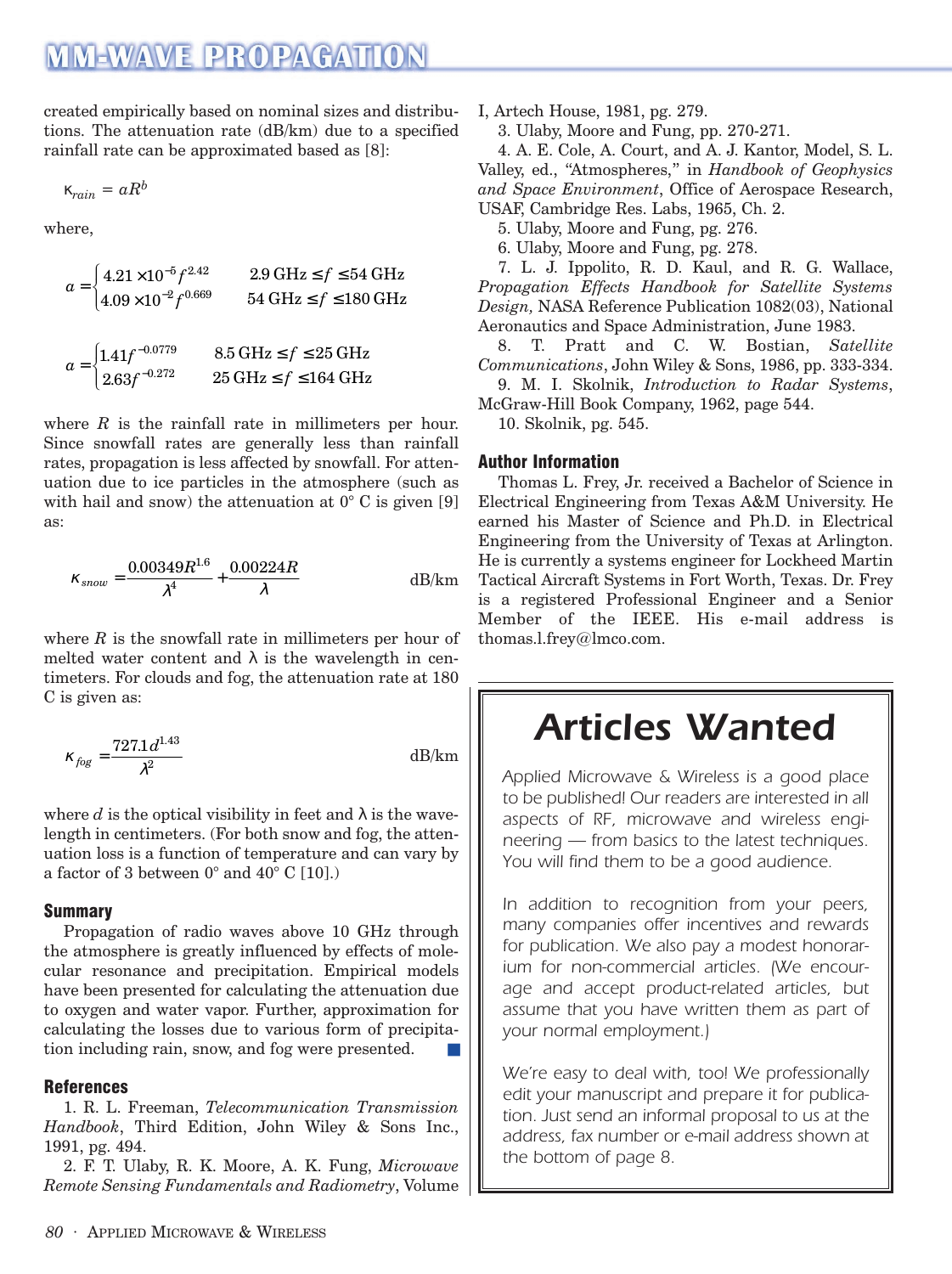created empirically based on nominal sizes and distributions. The attenuation rate (dB/km) due to a specified rainfall rate can be approximated based as [8]:

$$\kappa_{rain} = aR^b$$

where,

$$a = \begin{cases} 4.21 \times 10^{-5} f^{2.42} & 2.9 \text{ GHz} \leq f \leq 54 \text{ GHz} \\ 4.09 \times 10^{-2} f^{0.669} & 54 \text{ GHz} \leq f \leq 180 \text{ GHz} \end{cases}$$

$$a = \begin{cases} 1.41 f^{-0.0779} & 8.5 \text{ GHz} \leq f \leq 25 \text{ GHz} \\ 2.63 f^{-0.272} & 25 \text{ GHz} \leq f \leq 164 \text{ GHz} \end{cases}$$

where $R$ is the rainfall rate in millimeters per hour. Since snowfall rates are generally less than rainfall rates, propagation is less affected by snowfall. For attenuation due to ice particles in the atmosphere (such as with hail and snow) the attenuation at 0° C is given [9] as:

$$\kappa_{snow} = \frac{0.00349 R^{1.6}}{\lambda^4} + \frac{0.00224 R}{\lambda} \quad \text{dB/km}$$

where $R$ is the snowfall rate in millimeters per hour of melted water content and $\lambda$ is the wavelength in centimeters. For clouds and fog, the attenuation rate at 180 C is given as:

$$\kappa_{fog} = \frac{727.1 d^{1.43}}{\lambda^2} \quad \text{dB/km}$$

where $d$ is the optical visibility in feet and $\lambda$ is the wavelength in centimeters. (For both snow and fog, the attenuation loss is a function of temperature and can vary by a factor of 3 between 0° and 40° C [10].)

## Summary

Propagation of radio waves above 10 GHz through the atmosphere is greatly influenced by effects of molecular resonance and precipitation. Empirical models have been presented for calculating the attenuation due to oxygen and water vapor. Further, approximation for calculating the losses due to various form of precipitation including rain, snow, and fog were presented.

## References

1. R. L. Freeman, *Telecommunication Transmission Handbook*, Third Edition, John Wiley & Sons Inc., 1991, pg. 494.
2. F. T. Ulaby, R. K. Moore, A. K. Fung, *Microwave Remote Sensing Fundamentals and Radiometry*, Volume I, Artech House, 1981, pg. 279.
3. Ulaby, Moore and Fung, pp. 270-271.
4. A. E. Cole, A. Court, and A. J. Kantor, Model, S. L. Valley, ed., "Atmospheres," in *Handbook of Geophysics and Space Environment*, Office of Aerospace Research, USAF, Cambridge Res. Labs, 1965, Ch. 2.
5. Ulaby, Moore and Fung, pg. 276.
6. Ulaby, Moore and Fung, pg. 278.
7. L. J. Ippolito, R. D. Kaul, and R. G. Wallace, *Propagation Effects Handbook for Satellite Systems Design,* NASA Reference Publication 1082(03), National Aeronautics and Space Administration, June 1983.
8. T. Pratt and C. W. Bostian, *Satellite Communications*, John Wiley & Sons, 1986, pp. 333-334.
9. M. I. Skolnik, *Introduction to Radar Systems*, McGraw-Hill Book Company, 1962, page 544.
10. Skolnik, pg. 545.

## Author Information

Thomas L. Frey, Jr. received a Bachelor of Science in Electrical Engineering from Texas A&M University. He earned his Master of Science and Ph.D. in Electrical Engineering from the University of Texas at Arlington. He is currently a systems engineer for Lockheed Martin Tactical Aircraft Systems in Fort Worth, Texas. Dr. Frey is a registered Professional Engineer and a Senior Member of the IEEE. His e-mail address is thomas.l.frey@lmco.com.

# Articles Wanted

*Applied Microwave & Wireless is a good place to be published! Our readers are interested in all aspects of RF, microwave and wireless engineering — from basics to the latest techniques. You will find them to be a good audience.*

*In addition to recognition from your peers, many companies offer incentives and rewards for publication. We also pay a modest honorarium for non-commercial articles. (We encourage and accept product-related articles, but assume that you have written them as part of your normal employment.)*

*We're easy to deal with, too! We professionally edit your manuscript and prepare it for publication. Just send an informal proposal to us at the address, fax number or e-mail address shown at the bottom of page 8.*